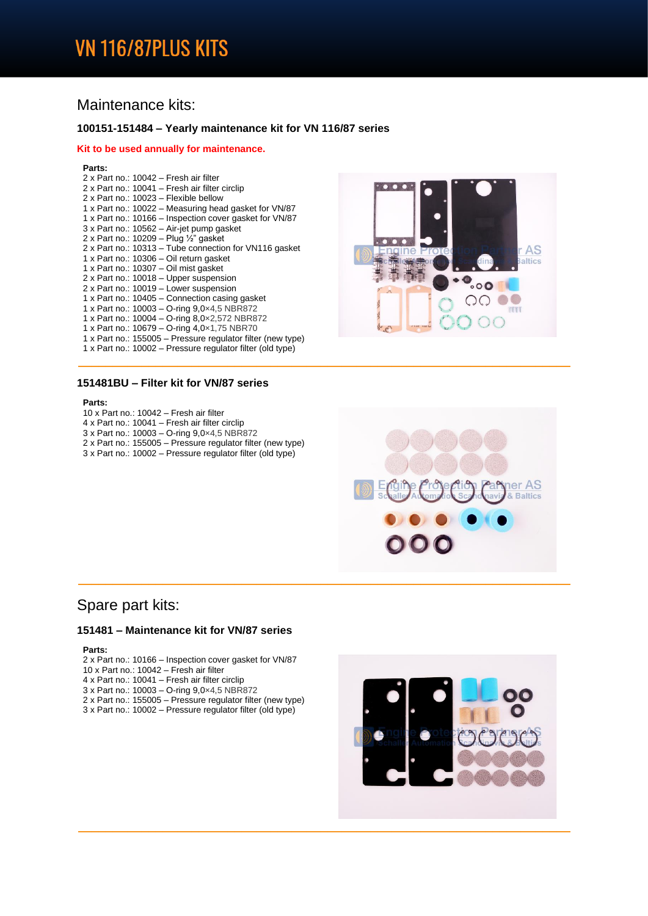# VN 116/87PLUS KITS

## Maintenance kits:

### 100151-151484 – Yearly maintenance kit for VN 116/87 series

**Kit to be used annually for maintenance.**

**Parts:**

2 x Part no.: 10042 – Fresh air filter
2 x Part no.: 10041 – Fresh air filter circlip
2 x Part no.: 10023 – Flexible bellow
1 x Part no.: 10022 – Measuring head gasket for VN/87
1 x Part no.: 10166 – Inspection cover gasket for VN/87
3 x Part no.: 10562 – Air-jet pump gasket
2 x Part no.: 10209 – Plug ½" gasket
2 x Part no.: 10313 – Tube connection for VN116 gasket
1 x Part no.: 10306 – Oil return gasket
1 x Part no.: 10307 – Oil mist gasket
2 x Part no.: 10018 – Upper suspension
2 x Part no.: 10019 – Lower suspension
1 x Part no.: 10405 – Connection casing gasket
1 x Part no.: 10003 – O-ring 9,0×4,5 NBR872
1 x Part no.: 10004 – O-ring 8,0×2,572 NBR872
1 x Part no.: 10679 – O-ring 4,0×1,75 NBR70
1 x Part no.: 155005 – Pressure regulator filter (new type)
1 x Part no.: 10002 – Pressure regulator filter (old type)

### 151481BU – Filter kit for VN/87 series

**Parts:**

10 x Part no.: 10042 – Fresh air filter
4 x Part no.: 10041 – Fresh air filter circlip
3 x Part no.: 10003 – O-ring 9,0×4,5 NBR872
2 x Part no.: 155005 – Pressure regulator filter (new type)
3 x Part no.: 10002 – Pressure regulator filter (old type)

## Spare part kits:

### 151481 – Maintenance kit for VN/87 series

**Parts:**

2 x Part no.: 10166 – Inspection cover gasket for VN/87
10 x Part no.: 10042 – Fresh air filter
4 x Part no.: 10041 – Fresh air filter circlip
3 x Part no.: 10003 – O-ring 9,0×4,5 NBR872
2 x Part no.: 155005 – Pressure regulator filter (new type)
3 x Part no.: 10002 – Pressure regulator filter (old type)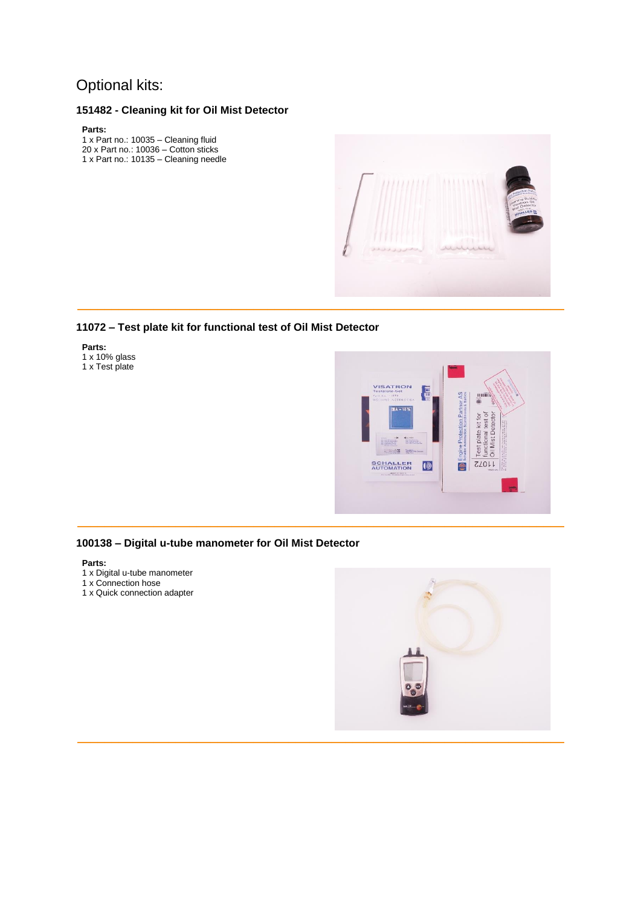# Optional kits:

## 151482 - Cleaning kit for Oil Mist Detector

**Parts:**
1 x Part no.: 10035 – Cleaning fluid
20 x Part no.: 10036 – Cotton sticks
1 x Part no.: 10135 – Cleaning needle

## 11072 – Test plate kit for functional test of Oil Mist Detector

**Parts:**
1 x 10% glass
1 x Test plate

## 100138 – Digital u-tube manometer for Oil Mist Detector

**Parts:**
1 x Digital u-tube manometer
1 x Connection hose
1 x Quick connection adapter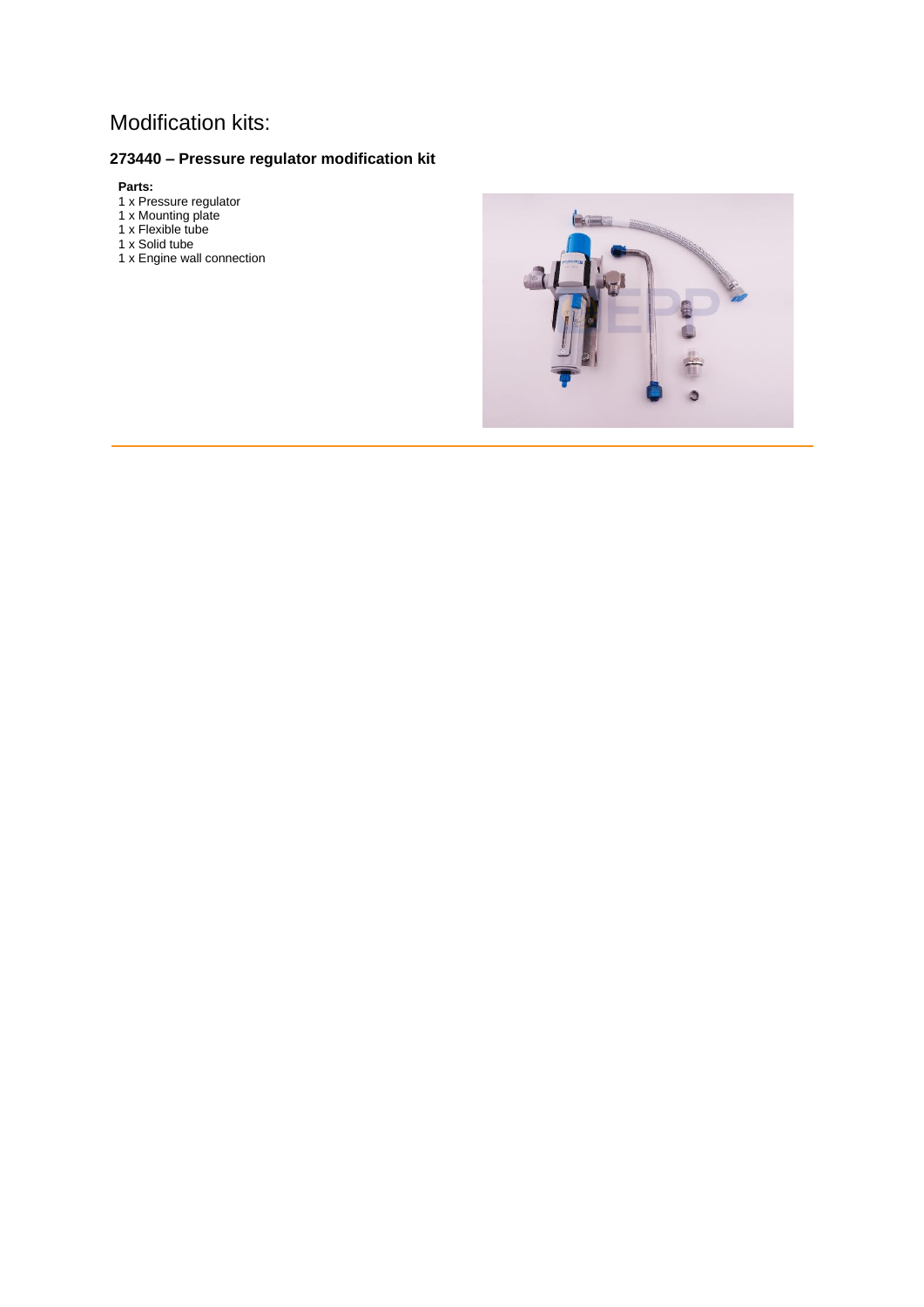# Modification kits:

### 273440 – Pressure regulator modification kit

**Parts:**

1 x Pressure regulator
1 x Mounting plate
1 x Flexible tube
1 x Solid tube
1 x Engine wall connection